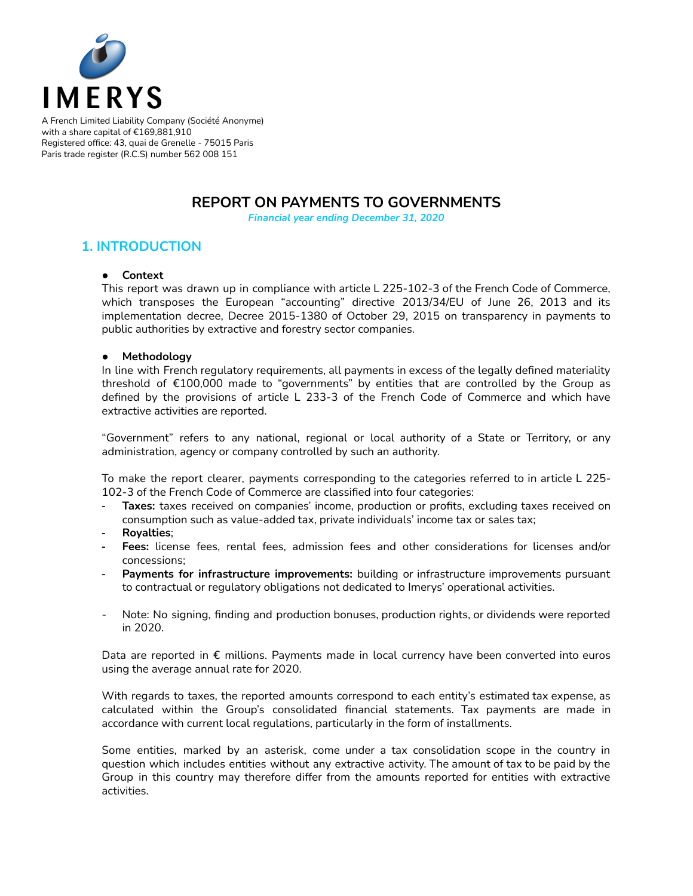# IMERYS

A French Limited Liability Company (Société Anonyme)
with a share capital of €169,881,910
Registered office: 43, quai de Grenelle - 75015 Paris
Paris trade register (R.C.S) number 562 008 151

# REPORT ON PAYMENTS TO GOVERNMENTS

*Financial year ending December 31, 2020*

## 1. INTRODUCTION

- **Context**

This report was drawn up in compliance with article L 225-102-3 of the French Code of Commerce, which transposes the European "accounting" directive 2013/34/EU of June 26, 2013 and its implementation decree, Decree 2015-1380 of October 29, 2015 on transparency in payments to public authorities by extractive and forestry sector companies.

- **Methodology**

In line with French regulatory requirements, all payments in excess of the legally defined materiality threshold of €100,000 made to "governments" by entities that are controlled by the Group as defined by the provisions of article L 233-3 of the French Code of Commerce and which have extractive activities are reported.

"Government" refers to any national, regional or local authority of a State or Territory, or any administration, agency or company controlled by such an authority.

To make the report clearer, payments corresponding to the categories referred to in article L 225-102-3 of the French Code of Commerce are classified into four categories:

- **Taxes:** taxes received on companies' income, production or profits, excluding taxes received on consumption such as value-added tax, private individuals' income tax or sales tax;
- **Royalties**;
- **Fees:** license fees, rental fees, admission fees and other considerations for licenses and/or concessions;
- **Payments for infrastructure improvements:** building or infrastructure improvements pursuant to contractual or regulatory obligations not dedicated to Imerys' operational activities.

- Note: No signing, finding and production bonuses, production rights, or dividends were reported in 2020.

Data are reported in € millions. Payments made in local currency have been converted into euros using the average annual rate for 2020.

With regards to taxes, the reported amounts correspond to each entity's estimated tax expense, as calculated within the Group's consolidated financial statements. Tax payments are made in accordance with current local regulations, particularly in the form of installments.

Some entities, marked by an asterisk, come under a tax consolidation scope in the country in question which includes entities without any extractive activity. The amount of tax to be paid by the Group in this country may therefore differ from the amounts reported for entities with extractive activities.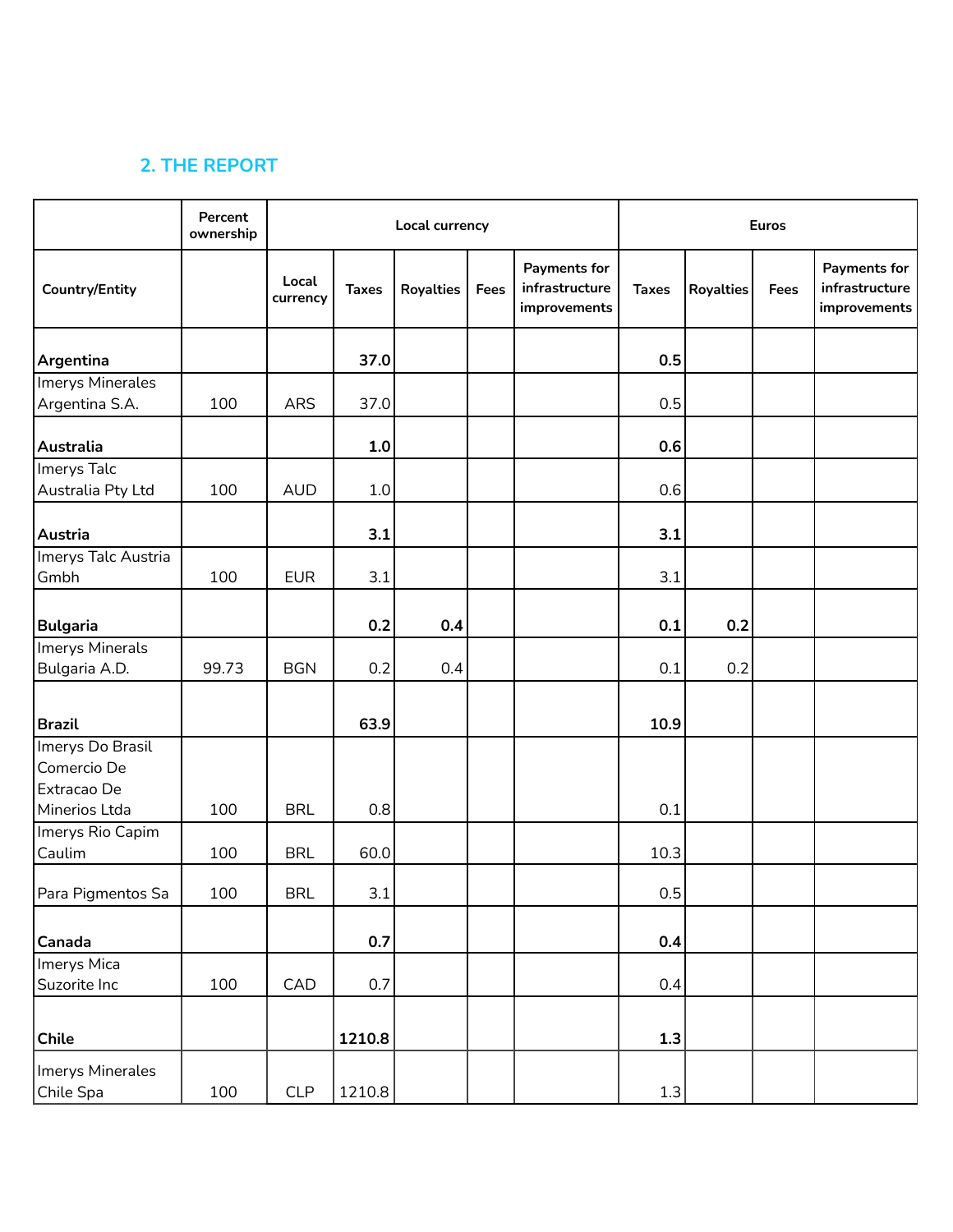## 2. THE REPORT

| | Percent ownership | Local currency | | | | | Euros | | | |
|---|---|---|---|---|---|---|---|---|---|---|
| Country/Entity | | Local currency | Taxes | Royalties | Fees | Payments for infrastructure improvements | Taxes | Royalties | Fees | Payments for infrastructure improvements |
| **Argentina** | | | **37.0** | | | | **0.5** | | | |
| Imerys Minerales Argentina S.A. | 100 | ARS | 37.0 | | | | 0.5 | | | |
| **Australia** | | | **1.0** | | | | **0.6** | | | |
| Imerys Talc Australia Pty Ltd | 100 | AUD | 1.0 | | | | 0.6 | | | |
| **Austria** | | | **3.1** | | | | **3.1** | | | |
| Imerys Talc Austria Gmbh | 100 | EUR | 3.1 | | | | 3.1 | | | |
| **Bulgaria** | | | **0.2** | **0.4** | | | **0.1** | **0.2** | | |
| Imerys Minerals Bulgaria A.D. | 99.73 | BGN | 0.2 | 0.4 | | | 0.1 | 0.2 | | |
| **Brazil** | | | **63.9** | | | | **10.9** | | | |
| Imerys Do Brasil Comercio De Extracao De Minerios Ltda | 100 | BRL | 0.8 | | | | 0.1 | | | |
| Imerys Rio Capim Caulim | 100 | BRL | 60.0 | | | | 10.3 | | | |
| Para Pigmentos Sa | 100 | BRL | 3.1 | | | | 0.5 | | | |
| **Canada** | | | **0.7** | | | | **0.4** | | | |
| Imerys Mica Suzorite Inc | 100 | CAD | 0.7 | | | | 0.4 | | | |
| **Chile** | | | **1210.8** | | | | **1.3** | | | |
| Imerys Minerales Chile Spa | 100 | CLP | 1210.8 | | | | 1.3 | | | |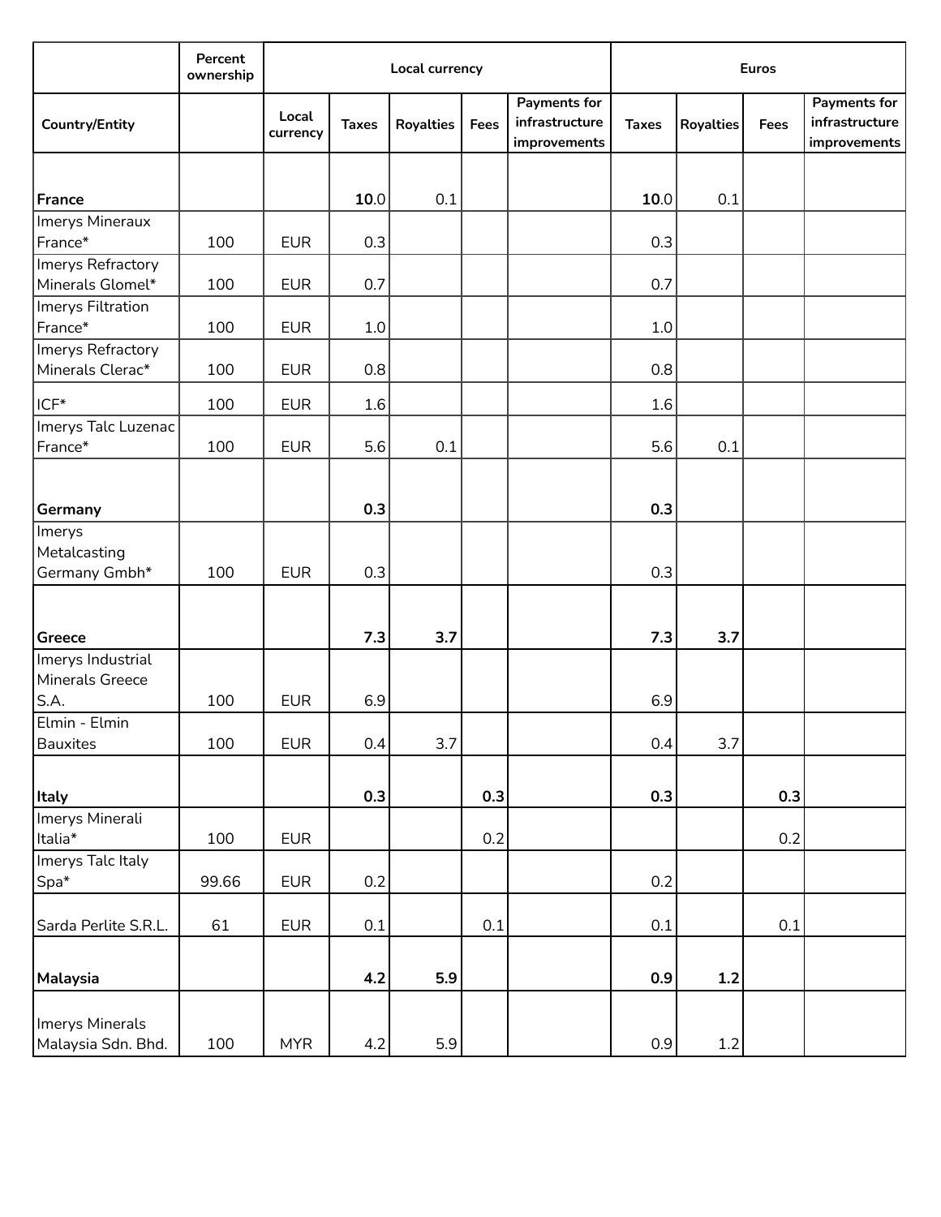| | Percent ownership | Local currency | | | | | Euros | | | |
|---|---|---|---|---|---|---|---|---|---|---|
| Country/Entity | | Local currency | Taxes | Royalties | Fees | Payments for infrastructure improvements | Taxes | Royalties | Fees | Payments for infrastructure improvements |
| **France** | | | **10**.0 | 0.1 | | | **10**.0 | 0.1 | | |
| Imerys Mineraux France* | 100 | EUR | 0.3 | | | | 0.3 | | | |
| Imerys Refractory Minerals Glomel* | 100 | EUR | 0.7 | | | | 0.7 | | | |
| Imerys Filtration France* | 100 | EUR | 1.0 | | | | 1.0 | | | |
| Imerys Refractory Minerals Clerac* | 100 | EUR | 0.8 | | | | 0.8 | | | |
| ICF* | 100 | EUR | 1.6 | | | | 1.6 | | | |
| Imerys Talc Luzenac France* | 100 | EUR | 5.6 | 0.1 | | | 5.6 | 0.1 | | |
| **Germany** | | | **0.3** | | | | **0.3** | | | |
| Imerys Metalcasting Germany Gmbh* | 100 | EUR | 0.3 | | | | 0.3 | | | |
| **Greece** | | | **7.3** | **3.7** | | | **7.3** | **3.7** | | |
| Imerys Industrial Minerals Greece S.A. | 100 | EUR | 6.9 | | | | 6.9 | | | |
| Elmin - Elmin Bauxites | 100 | EUR | 0.4 | 3.7 | | | 0.4 | 3.7 | | |
| **Italy** | | | **0.3** | | **0.3** | | **0.3** | | **0.3** | |
| Imerys Minerali Italia* | 100 | EUR | | | 0.2 | | | | 0.2 | |
| Imerys Talc Italy Spa* | 99.66 | EUR | 0.2 | | | | 0.2 | | | |
| Sarda Perlite S.R.L. | 61 | EUR | 0.1 | | 0.1 | | 0.1 | | 0.1 | |
| **Malaysia** | | | **4.2** | **5.9** | | | **0.9** | **1.2** | | |
| Imerys Minerals Malaysia Sdn. Bhd. | 100 | MYR | 4.2 | 5.9 | | | 0.9 | 1.2 | | |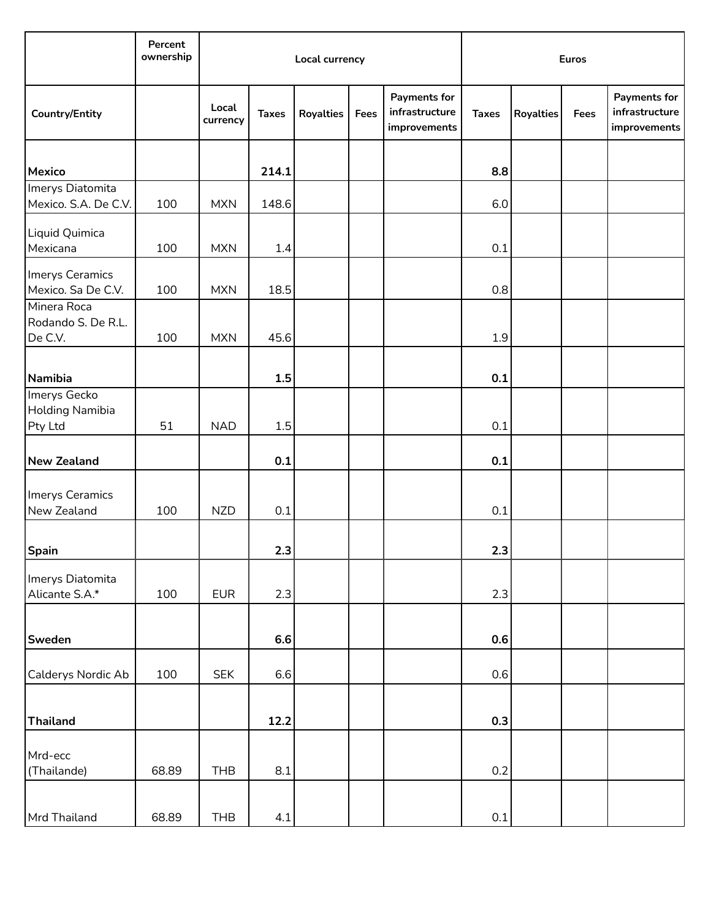| | Percent ownership | Local currency | | | | | Euros | | | |
|---|---|---|---|---|---|---|---|---|---|---|
| **Country/Entity** | | Local currency | Taxes | Royalties | Fees | Payments for infrastructure improvements | Taxes | Royalties | Fees | Payments for infrastructure improvements |
| **Mexico** | | | **214.1** | | | | **8.8** | | | |
| Imerys Diatomita Mexico. S.A. De C.V. | 100 | MXN | 148.6 | | | | 6.0 | | | |
| Liquid Quimica Mexicana | 100 | MXN | 1.4 | | | | 0.1 | | | |
| Imerys Ceramics Mexico. Sa De C.V. | 100 | MXN | 18.5 | | | | 0.8 | | | |
| Minera Roca Rodando S. De R.L. De C.V. | 100 | MXN | 45.6 | | | | 1.9 | | | |
| **Namibia** | | | **1.5** | | | | **0.1** | | | |
| Imerys Gecko Holding Namibia Pty Ltd | 51 | NAD | 1.5 | | | | 0.1 | | | |
| **New Zealand** | | | **0.1** | | | | **0.1** | | | |
| Imerys Ceramics New Zealand | 100 | NZD | 0.1 | | | | 0.1 | | | |
| **Spain** | | | **2.3** | | | | **2.3** | | | |
| Imerys Diatomita Alicante S.A.* | 100 | EUR | 2.3 | | | | 2.3 | | | |
| **Sweden** | | | **6.6** | | | | **0.6** | | | |
| Calderys Nordic Ab | 100 | SEK | 6.6 | | | | 0.6 | | | |
| **Thailand** | | | **12.2** | | | | **0.3** | | | |
| Mrd-ecc (Thailande) | 68.89 | THB | 8.1 | | | | 0.2 | | | |
| Mrd Thailand | 68.89 | THB | 4.1 | | | | 0.1 | | | |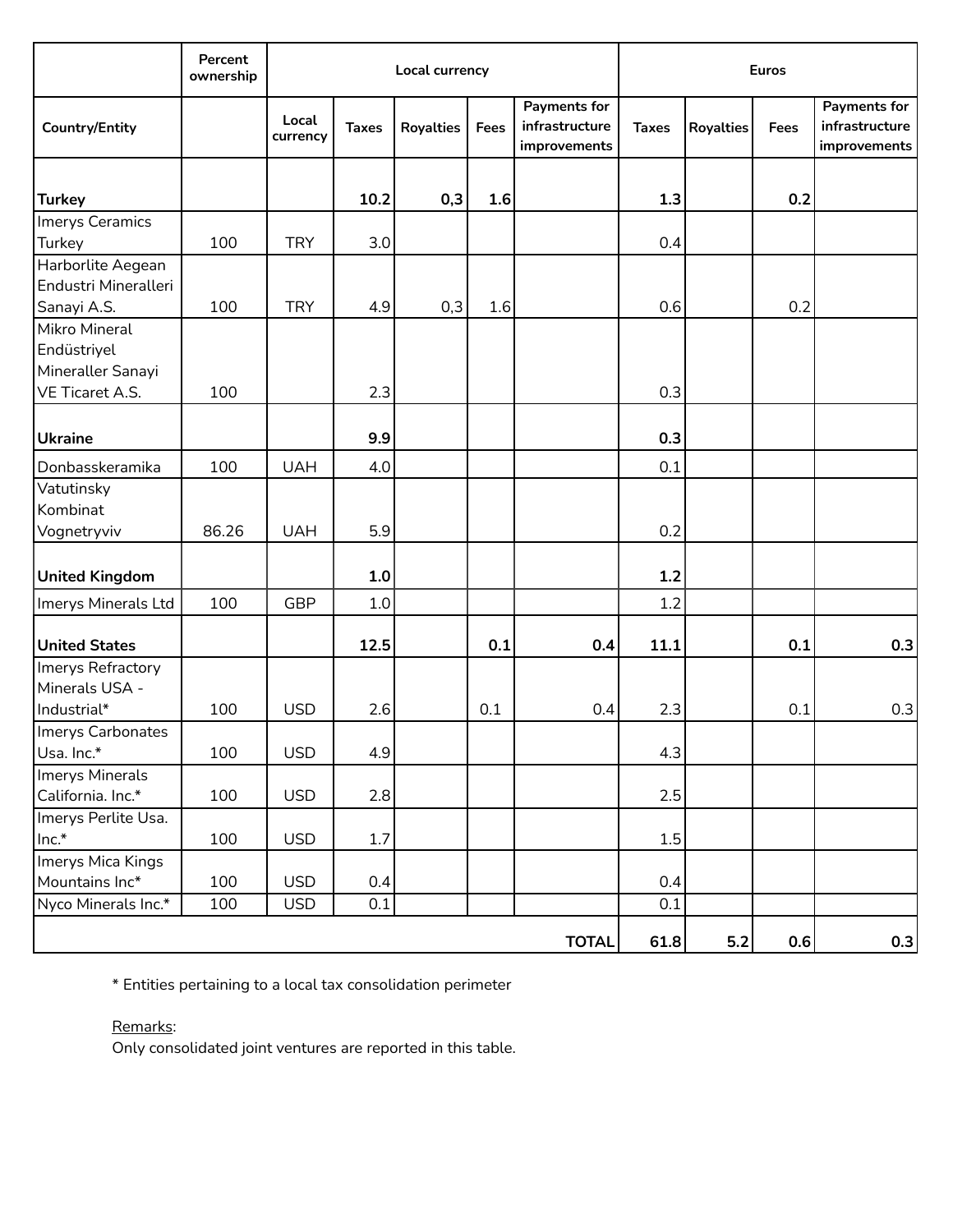| | Percent ownership | Local currency | | | | | Euros | | | |
|---|---|---|---|---|---|---|---|---|---|---|
| Country/Entity | | Local currency | Taxes | Royalties | Fees | Payments for infrastructure improvements | Taxes | Royalties | Fees | Payments for infrastructure improvements |
| **Turkey** | | | **10.2** | **0,3** | **1.6** | | **1.3** | | **0.2** | |
| Imerys Ceramics Turkey | 100 | TRY | 3.0 | | | | 0.4 | | | |
| Harborlite Aegean Endustri Mineralleri Sanayi A.S. | 100 | TRY | 4.9 | 0,3 | 1.6 | | 0.6 | | 0.2 | |
| Mikro Mineral Endüstriyel Mineraller Sanayi VE Ticaret A.S. | 100 | | 2.3 | | | | 0.3 | | | |
| **Ukraine** | | | **9.9** | | | | **0.3** | | | |
| Donbasskeramika | 100 | UAH | 4.0 | | | | 0.1 | | | |
| Vatutinsky Kombinat Vognetryviv | 86.26 | UAH | 5.9 | | | | 0.2 | | | |
| **United Kingdom** | | | **1.0** | | | | **1.2** | | | |
| Imerys Minerals Ltd | 100 | GBP | 1.0 | | | | 1.2 | | | |
| **United States** | | | **12.5** | | **0.1** | **0.4** | **11.1** | | **0.1** | **0.3** |
| Imerys Refractory Minerals USA - Industrial* | 100 | USD | 2.6 | | 0.1 | 0.4 | 2.3 | | 0.1 | 0.3 |
| Imerys Carbonates Usa. Inc.* | 100 | USD | 4.9 | | | | 4.3 | | | |
| Imerys Minerals California. Inc.* | 100 | USD | 2.8 | | | | 2.5 | | | |
| Imerys Perlite Usa. Inc.* | 100 | USD | 1.7 | | | | 1.5 | | | |
| Imerys Mica Kings Mountains Inc* | 100 | USD | 0.4 | | | | 0.4 | | | |
| Nyco Minerals Inc.* | 100 | USD | 0.1 | | | | 0.1 | | | |
| | | | | | | **TOTAL** | **61.8** | **5.2** | **0.6** | **0.3** |

* Entities pertaining to a local tax consolidation perimeter

Remarks:
Only consolidated joint ventures are reported in this table.